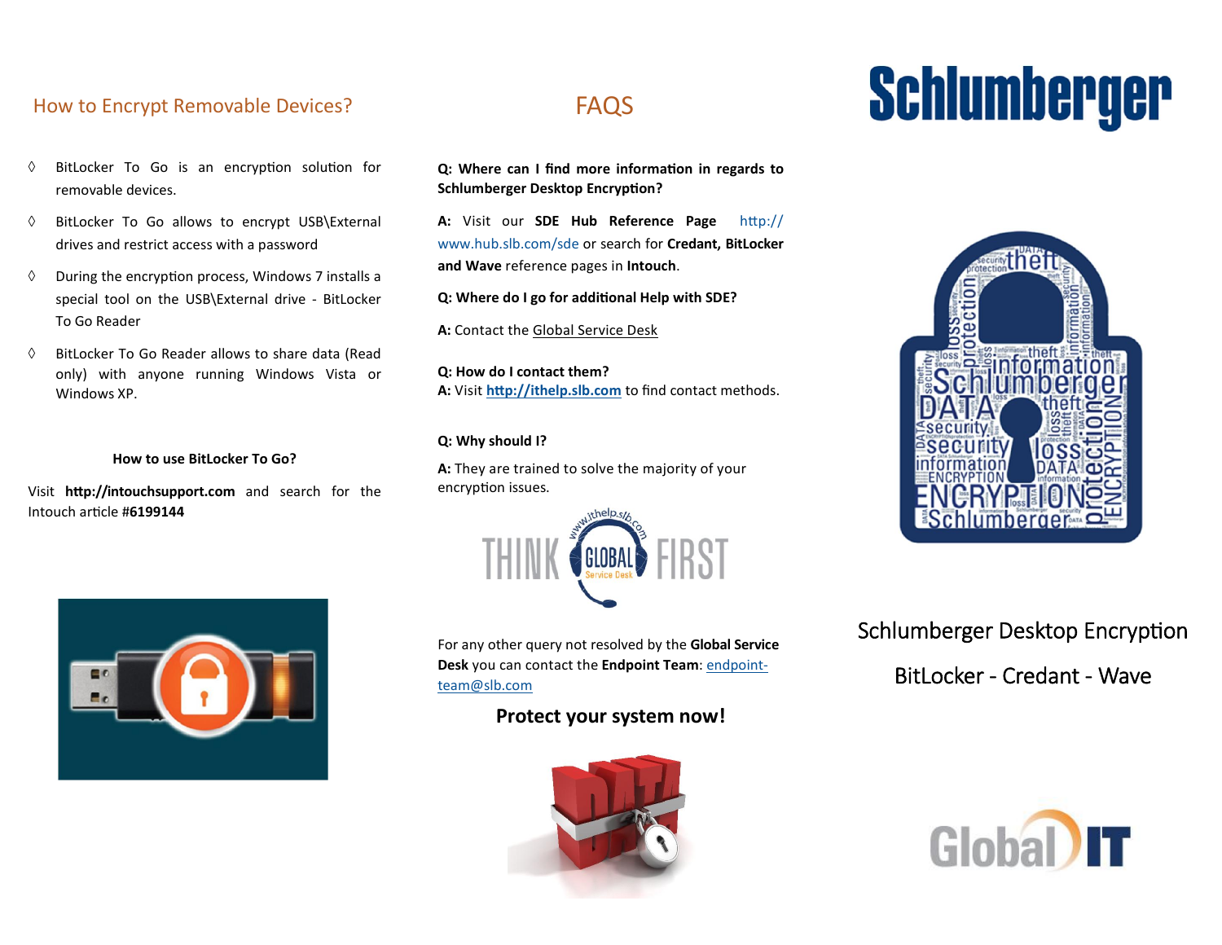## How to Encrypt Removable Devices?

- BitLocker To Go is an encryption solution for removable devices.
- BitLocker To Go allows to encrypt USB\External drives and restrict access with a password
- During the encryption process, Windows 7 installs a special tool on the USB\External drive - BitLocker To Go Reader
- BitLocker To Go Reader allows to share data (Read only) with anyone running Windows Vista or Windows XP.

**How to use BitLocker To Go?**

Visit **http://intouchsupport.com** and search for the Intouch article **#6199144**

## FAQS

**Q: Where can I find more information in regards to Schlumberger Desktop Encryption?**

**A:** Visit our **SDE Hub Reference Page** http://www.hub.slb.com/sde or search for **Credant, BitLocker and Wave** reference pages in **Intouch**.

**Q: Where do I go for additional Help with SDE?**

**A:** Contact the Global Service Desk

**Q: How do I contact them?**

**A:** Visit **http://ithelp.slb.com** to find contact methods.

**Q: Why should I?**

**A:** They are trained to solve the majority of your encryption issues.

For any other query not resolved by the **Global Service Desk** you can contact the **Endpoint Team**: endpoint-team@slb.com

**Protect your system now!**

# Schlumberger

Schlumberger Desktop Encryption

BitLocker - Credant - Wave

Global IT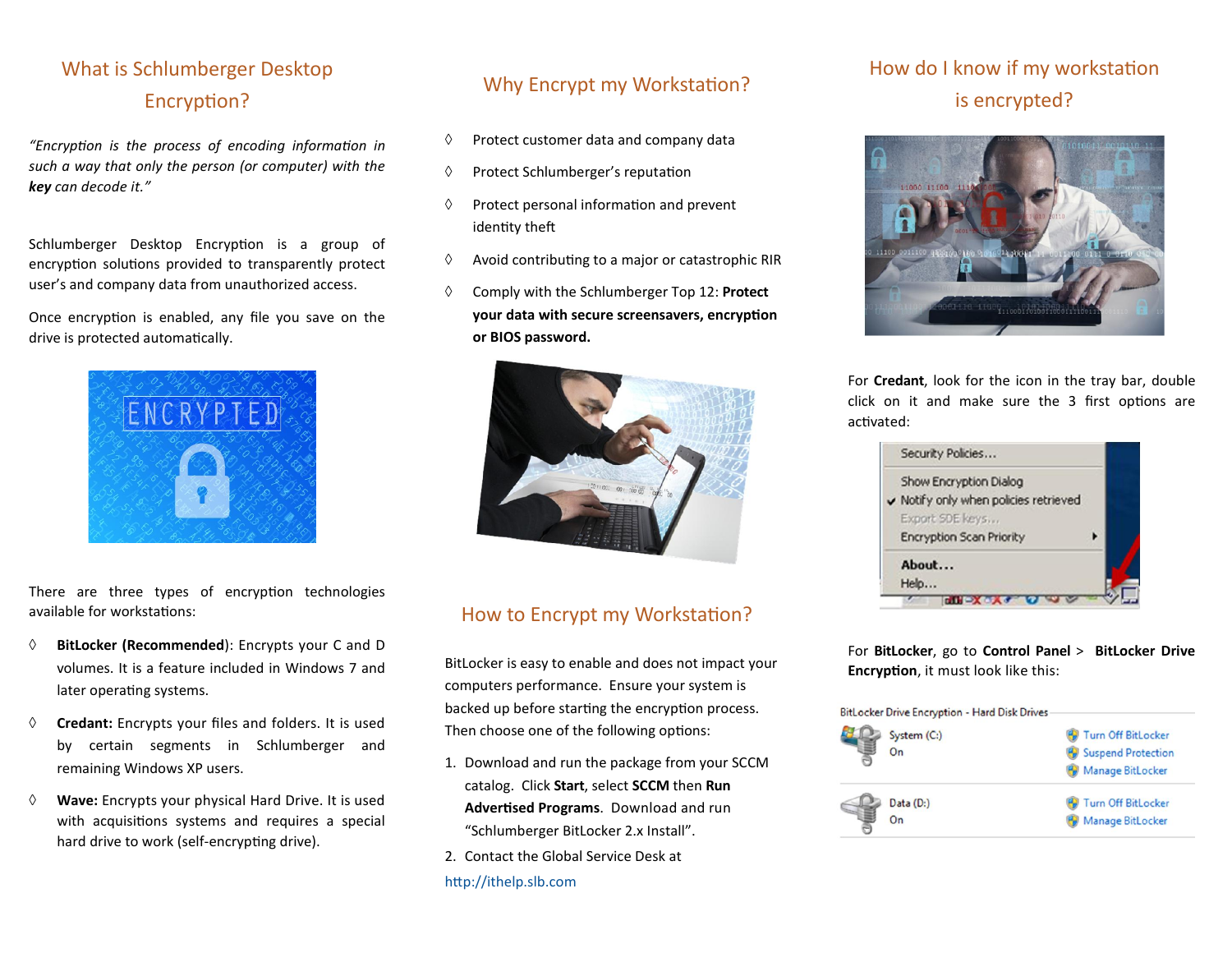## What is Schlumberger Desktop Encryption?

*"Encryption is the process of encoding information in such a way that only the person (or computer) with the* ***key*** *can decode it."*

Schlumberger Desktop Encryption is a group of encryption solutions provided to transparently protect user's and company data from unauthorized access.

Once encryption is enabled, any file you save on the drive is protected automatically.

There are three types of encryption technologies available for workstations:

- **BitLocker (Recommended**): Encrypts your C and D volumes. It is a feature included in Windows 7 and later operating systems.
- **Credant:** Encrypts your files and folders. It is used by certain segments in Schlumberger and remaining Windows XP users.
- **Wave:** Encrypts your physical Hard Drive. It is used with acquisitions systems and requires a special hard drive to work (self-encrypting drive).

## Why Encrypt my Workstation?

- Protect customer data and company data
- Protect Schlumberger's reputation
- Protect personal information and prevent identity theft
- Avoid contributing to a major or catastrophic RIR
- Comply with the Schlumberger Top 12: **Protect your data with secure screensavers, encryption or BIOS password.**

## How to Encrypt my Workstation?

BitLocker is easy to enable and does not impact your computers performance. Ensure your system is backed up before starting the encryption process. Then choose one of the following options:

1. Download and run the package from your SCCM catalog. Click **Start**, select **SCCM** then **Run Advertised Programs**. Download and run "Schlumberger BitLocker 2.x Install".
2. Contact the Global Service Desk at

http://ithelp.slb.com

## How do I know if my workstation is encrypted?

For **Credant**, look for the icon in the tray bar, double click on it and make sure the 3 first options are activated:

Security Policies...
Show Encryption Dialog
✔ Notify only when policies retrieved
Export SDE keys...
Encryption Scan Priority
About...
Help...

For **BitLocker**, go to **Control Panel** > **BitLocker Drive Encryption**, it must look like this:

BitLocker Drive Encryption - Hard Disk Drives

System (C:)
On
Turn Off BitLocker
Suspend Protection
Manage BitLocker

Data (D:)
On
Turn Off BitLocker
Manage BitLocker